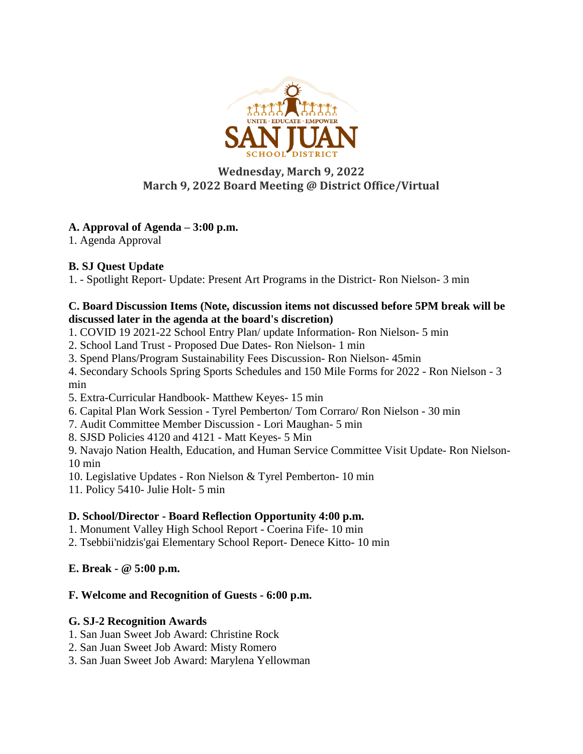# Wednesday, March 9, 2022

## March 9, 2022 Board Meeting @ District Office/Virtual

**A. Approval of Agenda – 3:00 p.m.**

1. Agenda Approval

**B. SJ Quest Update**

1. - Spotlight Report- Update: Present Art Programs in the District- Ron Nielson- 3 min

**C. Board Discussion Items (Note, discussion items not discussed before 5PM break will be discussed later in the agenda at the board's discretion)**

1. COVID 19 2021-22 School Entry Plan/ update Information- Ron Nielson- 5 min
2. School Land Trust - Proposed Due Dates- Ron Nielson- 1 min
3. Spend Plans/Program Sustainability Fees Discussion- Ron Nielson- 45min
4. Secondary Schools Spring Sports Schedules and 150 Mile Forms for 2022 - Ron Nielson - 3 min
5. Extra-Curricular Handbook- Matthew Keyes- 15 min
6. Capital Plan Work Session - Tyrel Pemberton/ Tom Corraro/ Ron Nielson - 30 min
7. Audit Committee Member Discussion - Lori Maughan- 5 min
8. SJSD Policies 4120 and 4121 - Matt Keyes- 5 Min
9. Navajo Nation Health, Education, and Human Service Committee Visit Update- Ron Nielson- 10 min
10. Legislative Updates - Ron Nielson & Tyrel Pemberton- 10 min
11. Policy 5410- Julie Holt- 5 min

**D. School/Director - Board Reflection Opportunity 4:00 p.m.**

1. Monument Valley High School Report - Coerina Fife- 10 min
2. Tsebbii'nidzis'gai Elementary School Report- Denece Kitto- 10 min

**E. Break - @ 5:00 p.m.**

**F. Welcome and Recognition of Guests - 6:00 p.m.**

**G. SJ-2 Recognition Awards**

1. San Juan Sweet Job Award: Christine Rock
2. San Juan Sweet Job Award: Misty Romero
3. San Juan Sweet Job Award: Marylena Yellowman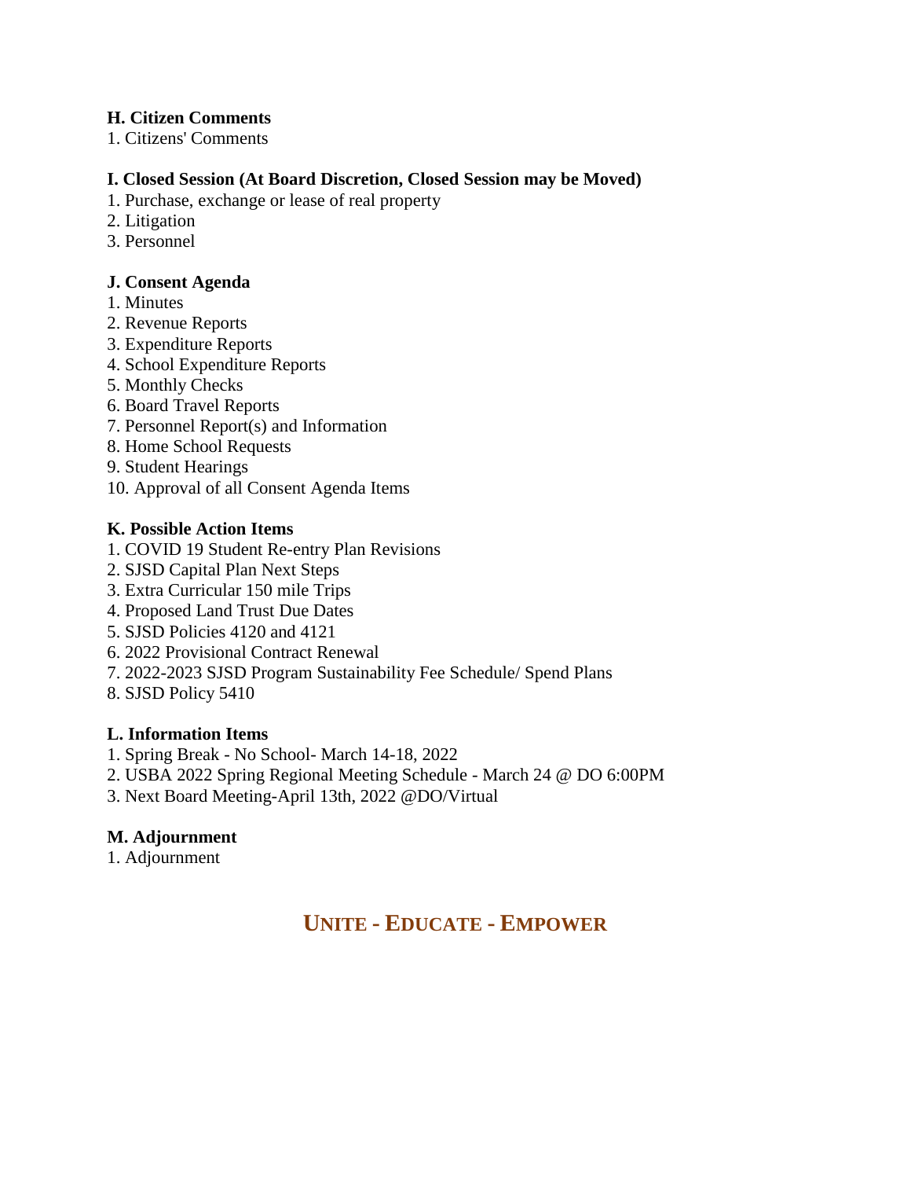**H. Citizen Comments**

1. Citizens' Comments

**I. Closed Session (At Board Discretion, Closed Session may be Moved)**

1. Purchase, exchange or lease of real property
2. Litigation
3. Personnel

**J. Consent Agenda**

1. Minutes
2. Revenue Reports
3. Expenditure Reports
4. School Expenditure Reports
5. Monthly Checks
6. Board Travel Reports
7. Personnel Report(s) and Information
8. Home School Requests
9. Student Hearings
10. Approval of all Consent Agenda Items

**K. Possible Action Items**

1. COVID 19 Student Re-entry Plan Revisions
2. SJSD Capital Plan Next Steps
3. Extra Curricular 150 mile Trips
4. Proposed Land Trust Due Dates
5. SJSD Policies 4120 and 4121
6. 2022 Provisional Contract Renewal
7. 2022-2023 SJSD Program Sustainability Fee Schedule/ Spend Plans
8. SJSD Policy 5410

**L. Information Items**

1. Spring Break - No School- March 14-18, 2022
2. USBA 2022 Spring Regional Meeting Schedule - March 24 @ DO 6:00PM
3. Next Board Meeting-April 13th, 2022 @DO/Virtual

**M. Adjournment**

1. Adjournment

**UNITE - EDUCATE - EMPOWER**